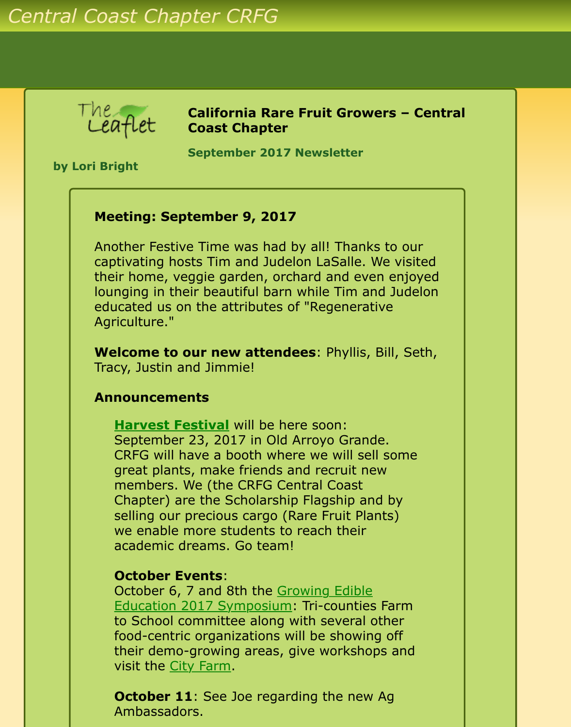Central Coast Chapter CRFG

The Leaflet

by Lori Bright

## California Rare Fruit Growers – Central Coast Chapter

**September 2017 Newsletter**

### Meeting: September 9, 2017

Another Festive Time was had by all! Thanks to our captivating hosts Tim and Judelon LaSalle. We visited their home, veggie garden, orchard and even enjoyed lounging in their beautiful barn while Tim and Judelon educated us on the attributes of "Regenerative Agriculture."

**Welcome to our new attendees**: Phyllis, Bill, Seth, Tracy, Justin and Jimmie!

### Announcements

**Harvest Festival** will be here soon: September 23, 2017 in Old Arroyo Grande. CRFG will have a booth where we will sell some great plants, make friends and recruit new members. We (the CRFG Central Coast Chapter) are the Scholarship Flagship and by selling our precious cargo (Rare Fruit Plants) we enable more students to reach their academic dreams. Go team!

**October Events**:
October 6, 7 and 8th the Growing Edible Education 2017 Symposium: Tri-counties Farm to School committee along with several other food-centric organizations will be showing off their demo-growing areas, give workshops and visit the City Farm.

**October 11**: See Joe regarding the new Ag Ambassadors.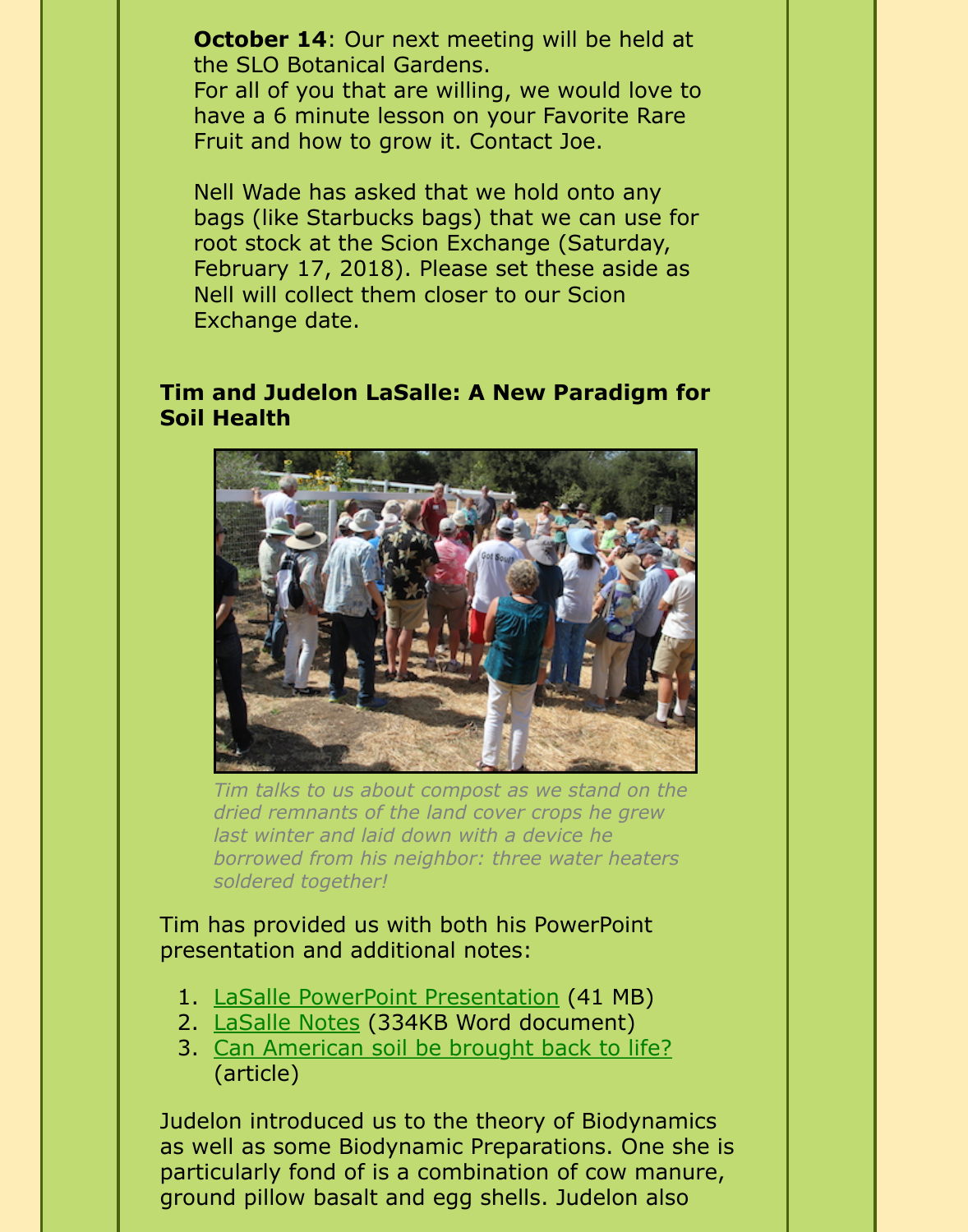**October 14**: Our next meeting will be held at the SLO Botanical Gardens.
For all of you that are willing, we would love to have a 6 minute lesson on your Favorite Rare Fruit and how to grow it. Contact Joe.

Nell Wade has asked that we hold onto any bags (like Starbucks bags) that we can use for root stock at the Scion Exchange (Saturday, February 17, 2018). Please set these aside as Nell will collect them closer to our Scion Exchange date.

### Tim and Judelon LaSalle: A New Paradigm for Soil Health

*Tim talks to us about compost as we stand on the dried remnants of the land cover crops he grew last winter and laid down with a device he borrowed from his neighbor: three water heaters soldered together!*

Tim has provided us with both his PowerPoint presentation and additional notes:

1. LaSalle PowerPoint Presentation (41 MB)
2. LaSalle Notes (334KB Word document)
3. Can American soil be brought back to life? (article)

Judelon introduced us to the theory of Biodynamics as well as some Biodynamic Preparations. One she is particularly fond of is a combination of cow manure, ground pillow basalt and egg shells. Judelon also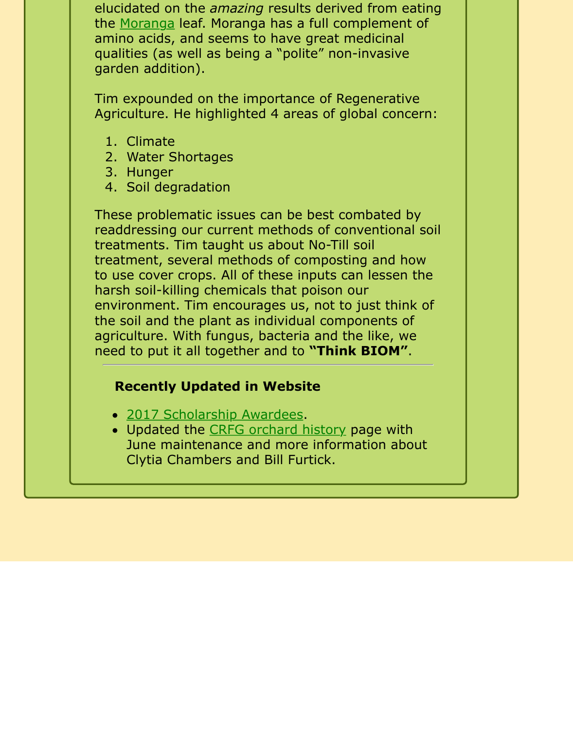elucidated on the *amazing* results derived from eating the Moranga leaf. Moranga has a full complement of amino acids, and seems to have great medicinal qualities (as well as being a "polite" non-invasive garden addition).

Tim expounded on the importance of Regenerative Agriculture. He highlighted 4 areas of global concern:

1. Climate
2. Water Shortages
3. Hunger
4. Soil degradation

These problematic issues can be best combated by readdressing our current methods of conventional soil treatments. Tim taught us about No-Till soil treatment, several methods of composting and how to use cover crops. All of these inputs can lessen the harsh soil-killing chemicals that poison our environment. Tim encourages us, not to just think of the soil and the plant as individual components of agriculture. With fungus, bacteria and the like, we need to put it all together and to **"Think BIOM"**.

---

### Recently Updated in Website

- 2017 Scholarship Awardees.
- Updated the CRFG orchard history page with June maintenance and more information about Clytia Chambers and Bill Furtick.